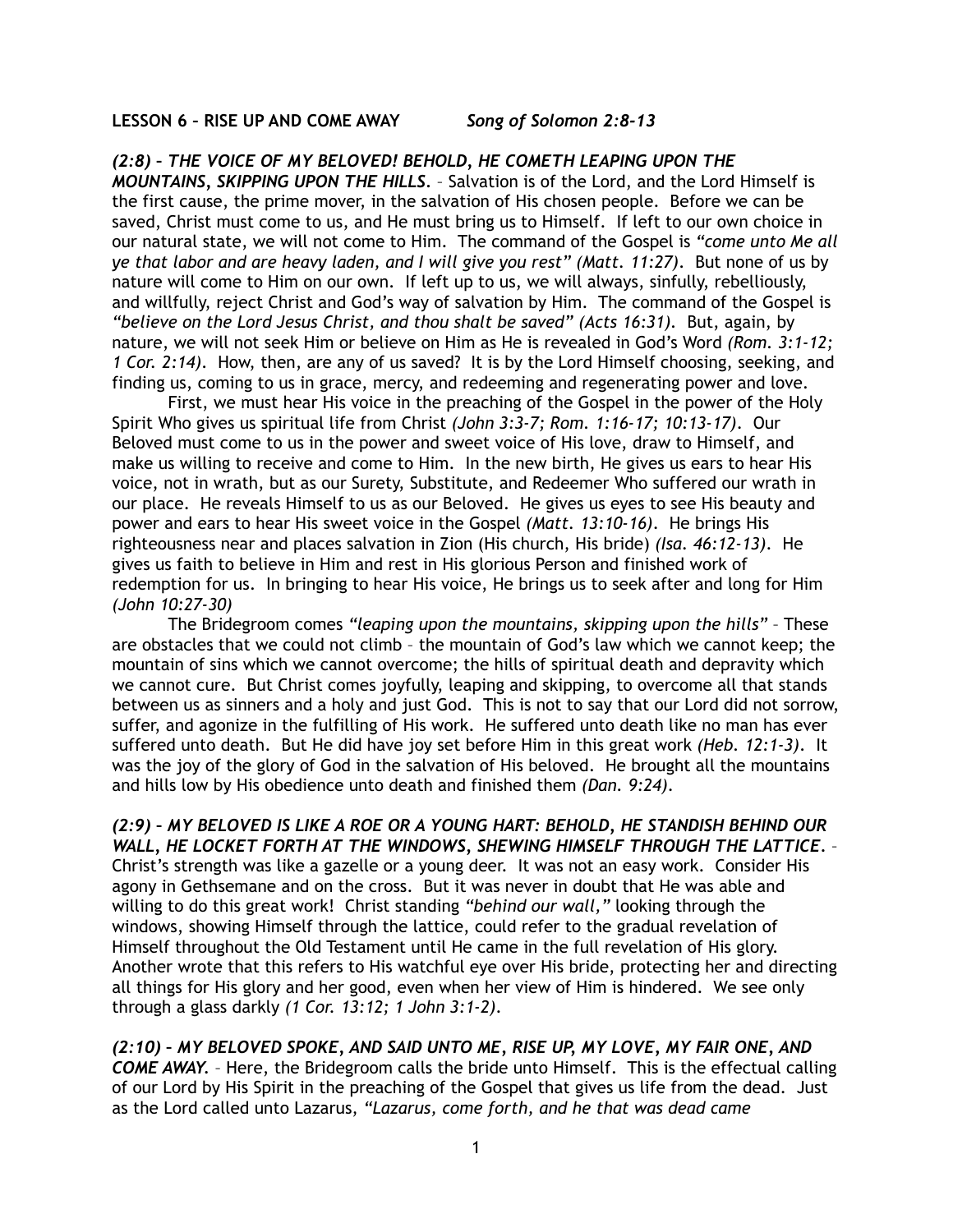**LESSON 6 – RISE UP AND COME AWAY** *Song of Solomon 2:8-13*

***(2:8) – THE VOICE OF MY BELOVED! BEHOLD, HE COMETH LEAPING UPON THE MOUNTAINS, SKIPPING UPON THE HILLS.*** – Salvation is of the Lord, and the Lord Himself is the first cause, the prime mover, in the salvation of His chosen people. Before we can be saved, Christ must come to us, and He must bring us to Himself. If left to our own choice in our natural state, we will not come to Him. The command of the Gospel is *"come unto Me all ye that labor and are heavy laden, and I will give you rest" (Matt. 11:27).* But none of us by nature will come to Him on our own. If left up to us, we will always, sinfully, rebelliously, and willfully, reject Christ and God's way of salvation by Him. The command of the Gospel is *"believe on the Lord Jesus Christ, and thou shalt be saved" (Acts 16:31).* But, again, by nature, we will not seek Him or believe on Him as He is revealed in God's Word *(Rom. 3:1-12; 1 Cor. 2:14).* How, then, are any of us saved? It is by the Lord Himself choosing, seeking, and finding us, coming to us in grace, mercy, and redeeming and regenerating power and love.

First, we must hear His voice in the preaching of the Gospel in the power of the Holy Spirit Who gives us spiritual life from Christ *(John 3:3-7; Rom. 1:16-17; 10:13-17).* Our Beloved must come to us in the power and sweet voice of His love, draw to Himself, and make us willing to receive and come to Him. In the new birth, He gives us ears to hear His voice, not in wrath, but as our Surety, Substitute, and Redeemer Who suffered our wrath in our place. He reveals Himself to us as our Beloved. He gives us eyes to see His beauty and power and ears to hear His sweet voice in the Gospel *(Matt. 13:10-16).* He brings His righteousness near and places salvation in Zion (His church, His bride) *(Isa. 46:12-13).* He gives us faith to believe in Him and rest in His glorious Person and finished work of redemption for us. In bringing to hear His voice, He brings us to seek after and long for Him *(John 10:27-30)*

The Bridegroom comes *"leaping upon the mountains, skipping upon the hills"* – These are obstacles that we could not climb – the mountain of God's law which we cannot keep; the mountain of sins which we cannot overcome; the hills of spiritual death and depravity which we cannot cure. But Christ comes joyfully, leaping and skipping, to overcome all that stands between us as sinners and a holy and just God. This is not to say that our Lord did not sorrow, suffer, and agonize in the fulfilling of His work. He suffered unto death like no man has ever suffered unto death. But He did have joy set before Him in this great work *(Heb. 12:1-3).* It was the joy of the glory of God in the salvation of His beloved. He brought all the mountains and hills low by His obedience unto death and finished them *(Dan. 9:24).*

***(2:9) – MY BELOVED IS LIKE A ROE OR A YOUNG HART: BEHOLD, HE STANDISH BEHIND OUR WALL, HE LOCKET FORTH AT THE WINDOWS, SHEWING HIMSELF THROUGH THE LATTICE.*** – Christ's strength was like a gazelle or a young deer. It was not an easy work. Consider His agony in Gethsemane and on the cross. But it was never in doubt that He was able and willing to do this great work! Christ standing *"behind our wall,"* looking through the windows, showing Himself through the lattice, could refer to the gradual revelation of Himself throughout the Old Testament until He came in the full revelation of His glory. Another wrote that this refers to His watchful eye over His bride, protecting her and directing all things for His glory and her good, even when her view of Him is hindered. We see only through a glass darkly *(1 Cor. 13:12; 1 John 3:1-2).*

***(2:10) – MY BELOVED SPOKE, AND SAID UNTO ME, RISE UP, MY LOVE, MY FAIR ONE, AND COME AWAY.*** – Here, the Bridegroom calls the bride unto Himself. This is the effectual calling of our Lord by His Spirit in the preaching of the Gospel that gives us life from the dead. Just as the Lord called unto Lazarus, *"Lazarus, come forth, and he that was dead came*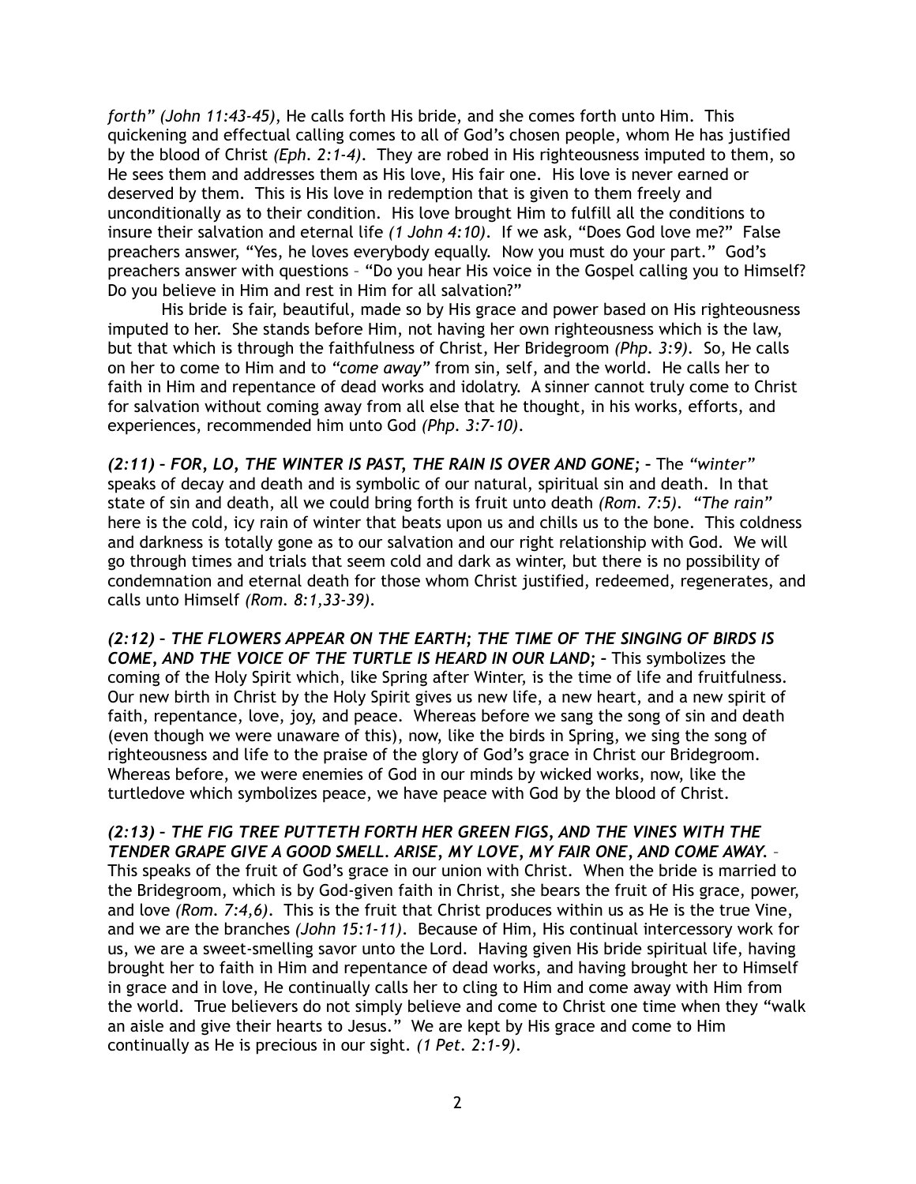*forth" (John 11:43-45)*, He calls forth His bride, and she comes forth unto Him. This quickening and effectual calling comes to all of God's chosen people, whom He has justified by the blood of Christ *(Eph. 2:1-4)*. They are robed in His righteousness imputed to them, so He sees them and addresses them as His love, His fair one. His love is never earned or deserved by them. This is His love in redemption that is given to them freely and unconditionally as to their condition. His love brought Him to fulfill all the conditions to insure their salvation and eternal life *(1 John 4:10)*. If we ask, "Does God love me?" False preachers answer, "Yes, he loves everybody equally. Now you must do your part." God's preachers answer with questions – "Do you hear His voice in the Gospel calling you to Himself? Do you believe in Him and rest in Him for all salvation?"

His bride is fair, beautiful, made so by His grace and power based on His righteousness imputed to her. She stands before Him, not having her own righteousness which is the law, but that which is through the faithfulness of Christ, Her Bridegroom *(Php. 3:9)*. So, He calls on her to come to Him and to *"come away"* from sin, self, and the world. He calls her to faith in Him and repentance of dead works and idolatry. A sinner cannot truly come to Christ for salvation without coming away from all else that he thought, in his works, efforts, and experiences, recommended him unto God *(Php. 3:7-10)*.

***(2:11) – FOR, LO, THE WINTER IS PAST, THE RAIN IS OVER AND GONE; –*** The *"winter"* speaks of decay and death and is symbolic of our natural, spiritual sin and death. In that state of sin and death, all we could bring forth is fruit unto death *(Rom. 7:5)*. *"The rain"* here is the cold, icy rain of winter that beats upon us and chills us to the bone. This coldness and darkness is totally gone as to our salvation and our right relationship with God. We will go through times and trials that seem cold and dark as winter, but there is no possibility of condemnation and eternal death for those whom Christ justified, redeemed, regenerates, and calls unto Himself *(Rom. 8:1,33-39)*.

***(2:12) – THE FLOWERS APPEAR ON THE EARTH; THE TIME OF THE SINGING OF BIRDS IS COME, AND THE VOICE OF THE TURTLE IS HEARD IN OUR LAND; –*** This symbolizes the coming of the Holy Spirit which, like Spring after Winter, is the time of life and fruitfulness. Our new birth in Christ by the Holy Spirit gives us new life, a new heart, and a new spirit of faith, repentance, love, joy, and peace. Whereas before we sang the song of sin and death (even though we were unaware of this), now, like the birds in Spring, we sing the song of righteousness and life to the praise of the glory of God's grace in Christ our Bridegroom. Whereas before, we were enemies of God in our minds by wicked works, now, like the turtledove which symbolizes peace, we have peace with God by the blood of Christ.

***(2:13) – THE FIG TREE PUTTETH FORTH HER GREEN FIGS, AND THE VINES WITH THE TENDER GRAPE GIVE A GOOD SMELL. ARISE, MY LOVE, MY FAIR ONE, AND COME AWAY.*** – This speaks of the fruit of God's grace in our union with Christ. When the bride is married to the Bridegroom, which is by God-given faith in Christ, she bears the fruit of His grace, power, and love *(Rom. 7:4,6)*. This is the fruit that Christ produces within us as He is the true Vine, and we are the branches *(John 15:1-11)*. Because of Him, His continual intercessory work for us, we are a sweet-smelling savor unto the Lord. Having given His bride spiritual life, having brought her to faith in Him and repentance of dead works, and having brought her to Himself in grace and in love, He continually calls her to cling to Him and come away with Him from the world. True believers do not simply believe and come to Christ one time when they "walk an aisle and give their hearts to Jesus." We are kept by His grace and come to Him continually as He is precious in our sight. *(1 Pet. 2:1-9)*.